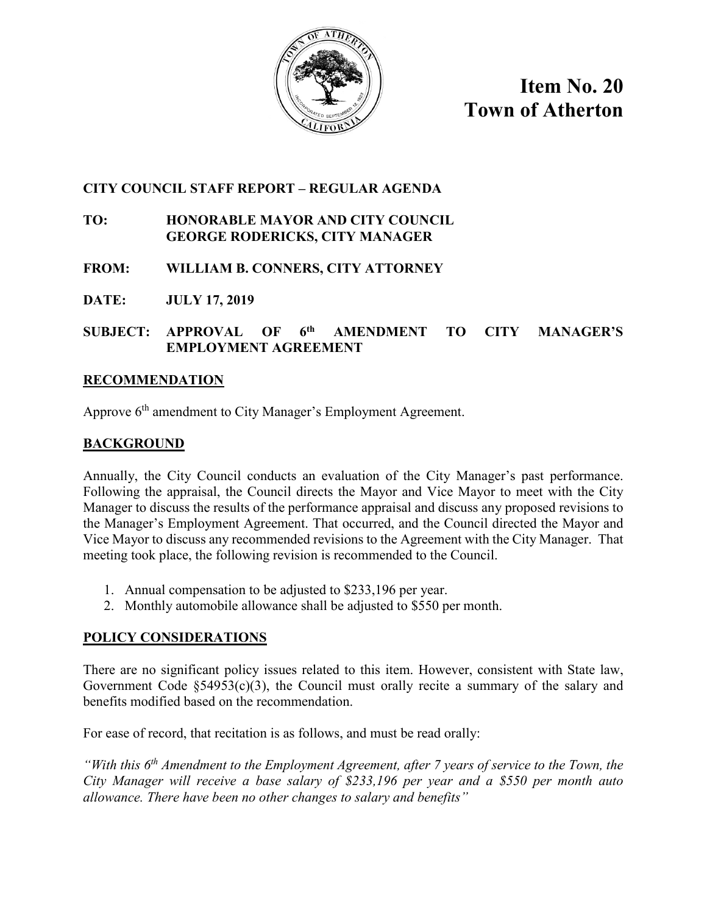# Item No. 20
# Town of Atherton

**CITY COUNCIL STAFF REPORT – REGULAR AGENDA**

**TO:** **HONORABLE MAYOR AND CITY COUNCIL**
**GEORGE RODERICKS, CITY MANAGER**

**FROM:** **WILLIAM B. CONNERS, CITY ATTORNEY**

**DATE:** **JULY 17, 2019**

**SUBJECT:** **APPROVAL OF 6th AMENDMENT TO CITY MANAGER'S EMPLOYMENT AGREEMENT**

## RECOMMENDATION

Approve 6th amendment to City Manager's Employment Agreement.

## BACKGROUND

Annually, the City Council conducts an evaluation of the City Manager's past performance. Following the appraisal, the Council directs the Mayor and Vice Mayor to meet with the City Manager to discuss the results of the performance appraisal and discuss any proposed revisions to the Manager's Employment Agreement. That occurred, and the Council directed the Mayor and Vice Mayor to discuss any recommended revisions to the Agreement with the City Manager. That meeting took place, the following revision is recommended to the Council.

1. Annual compensation to be adjusted to $233,196 per year.
2. Monthly automobile allowance shall be adjusted to $550 per month.

## POLICY CONSIDERATIONS

There are no significant policy issues related to this item. However, consistent with State law, Government Code §54953(c)(3), the Council must orally recite a summary of the salary and benefits modified based on the recommendation.

For ease of record, that recitation is as follows, and must be read orally:

*"With this 6th Amendment to the Employment Agreement, after 7 years of service to the Town, the City Manager will receive a base salary of $233,196 per year and a $550 per month auto allowance. There have been no other changes to salary and benefits"*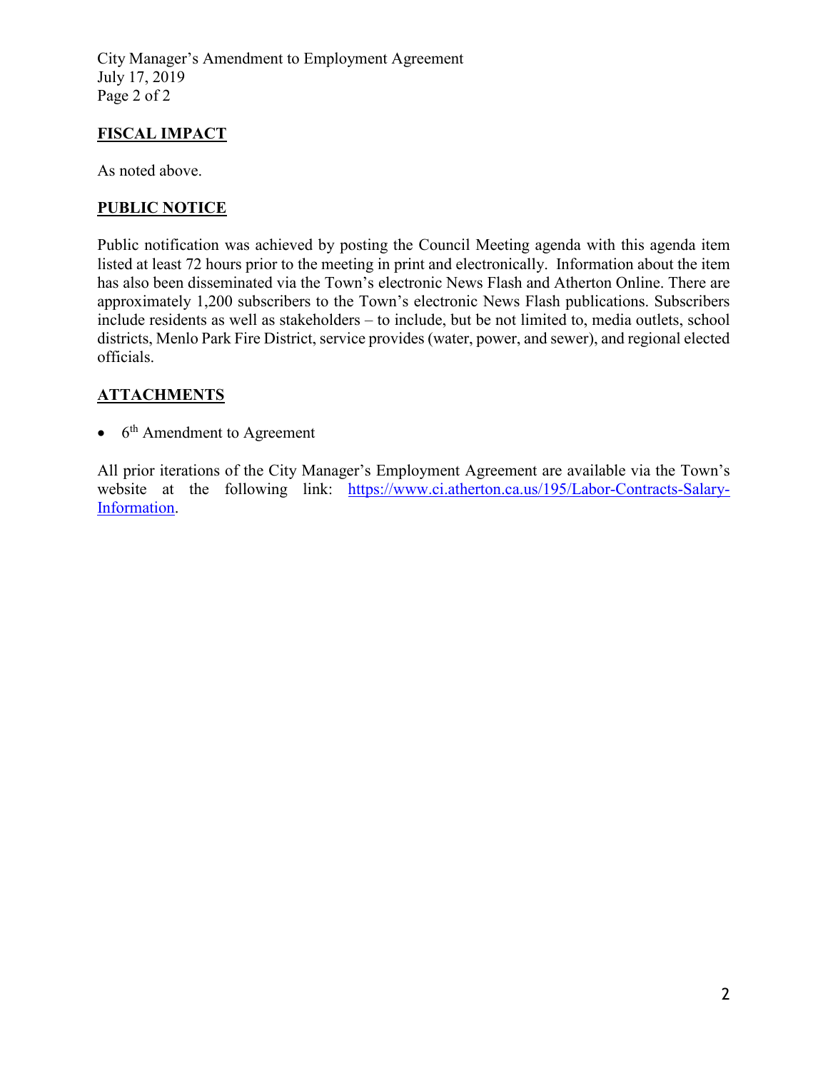## FISCAL IMPACT

As noted above.

## PUBLIC NOTICE

Public notification was achieved by posting the Council Meeting agenda with this agenda item listed at least 72 hours prior to the meeting in print and electronically. Information about the item has also been disseminated via the Town's electronic News Flash and Atherton Online. There are approximately 1,200 subscribers to the Town's electronic News Flash publications. Subscribers include residents as well as stakeholders – to include, but be not limited to, media outlets, school districts, Menlo Park Fire District, service provides (water, power, and sewer), and regional elected officials.

## ATTACHMENTS

- 6th Amendment to Agreement

All prior iterations of the City Manager's Employment Agreement are available via the Town's website at the following link: [https://www.ci.atherton.ca.us/195/Labor-Contracts-Salary-Information](https://www.ci.atherton.ca.us/195/Labor-Contracts-Salary-Information).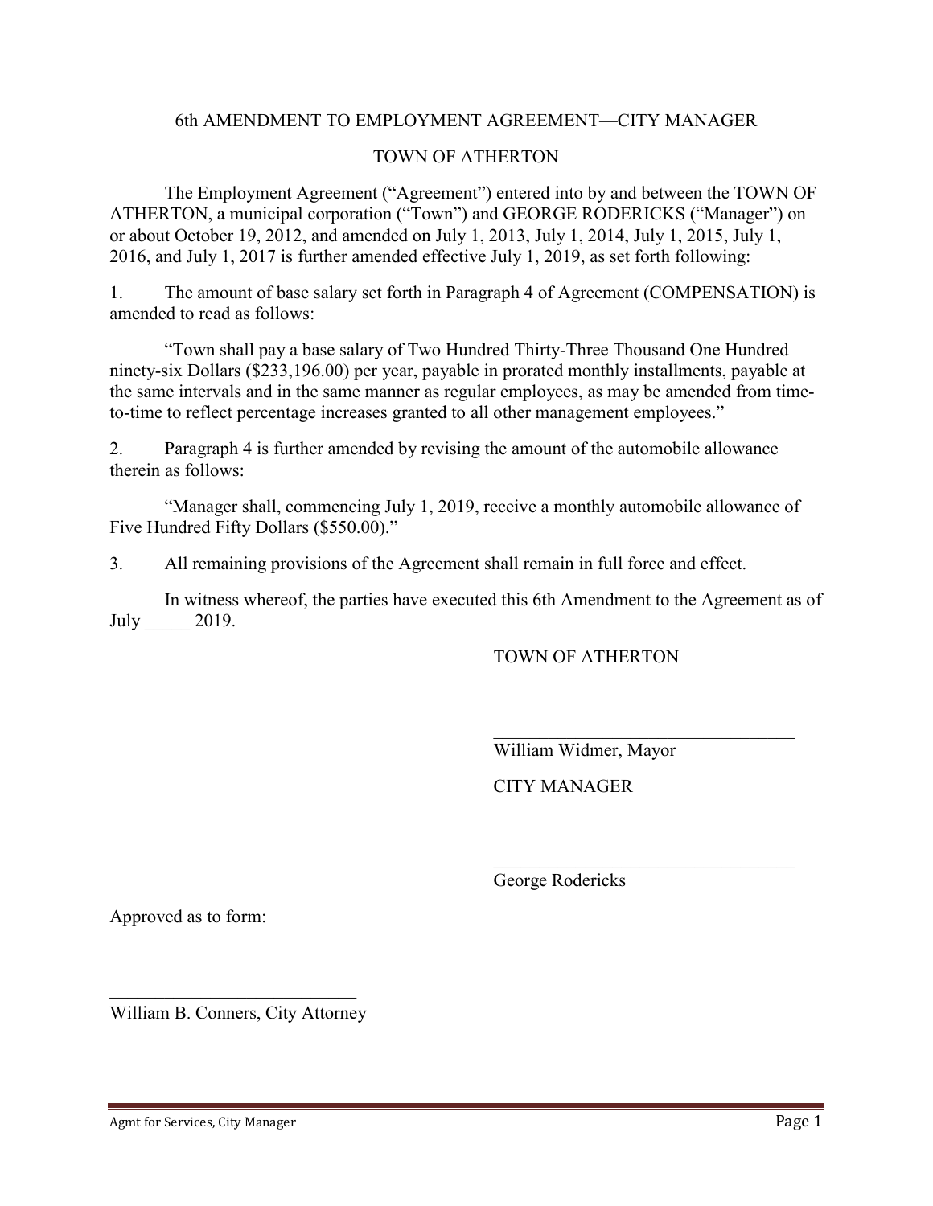6th AMENDMENT TO EMPLOYMENT AGREEMENT—CITY MANAGER

TOWN OF ATHERTON

The Employment Agreement ("Agreement") entered into by and between the TOWN OF ATHERTON, a municipal corporation ("Town") and GEORGE RODERICKS ("Manager") on or about October 19, 2012, and amended on July 1, 2013, July 1, 2014, July 1, 2015, July 1, 2016, and July 1, 2017 is further amended effective July 1, 2019, as set forth following:

1. The amount of base salary set forth in Paragraph 4 of Agreement (COMPENSATION) is amended to read as follows:

"Town shall pay a base salary of Two Hundred Thirty-Three Thousand One Hundred ninety-six Dollars ($233,196.00) per year, payable in prorated monthly installments, payable at the same intervals and in the same manner as regular employees, as may be amended from time-to-time to reflect percentage increases granted to all other management employees."

2. Paragraph 4 is further amended by revising the amount of the automobile allowance therein as follows:

"Manager shall, commencing July 1, 2019, receive a monthly automobile allowance of Five Hundred Fifty Dollars ($550.00)."

3. All remaining provisions of the Agreement shall remain in full force and effect.

In witness whereof, the parties have executed this 6th Amendment to the Agreement as of July _____ 2019.

TOWN OF ATHERTON

_________________________________
William Widmer, Mayor

CITY MANAGER

_________________________________
George Rodericks

Approved as to form:

_________________________________
William B. Conners, City Attorney